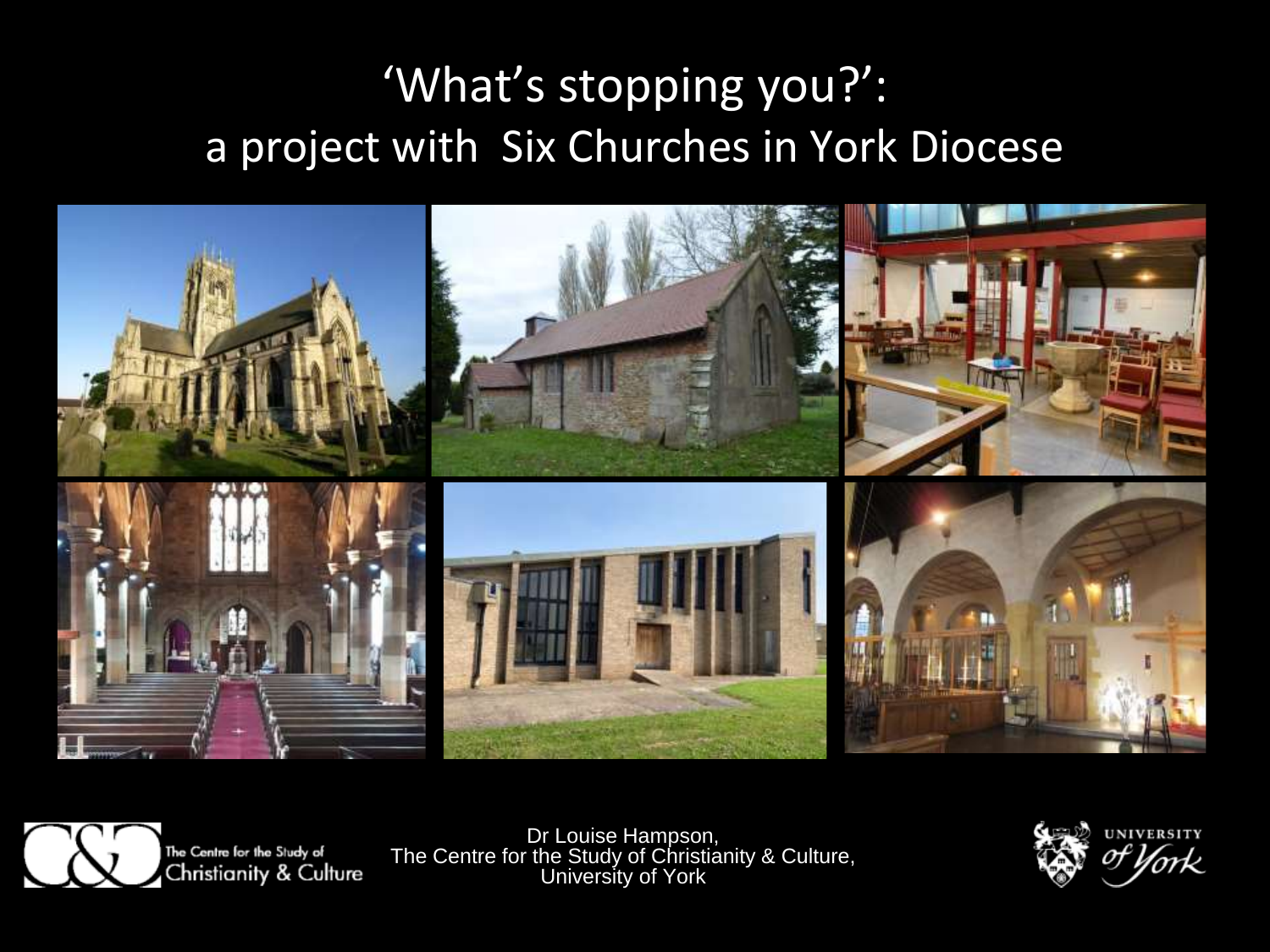# 'What's stopping you?': a project with Six Churches in York Diocese

The Centre for the Study of Christianity & Culture

Dr Louise Hampson,
The Centre for the Study of Christianity & Culture,
University of York

UNIVERSITY of York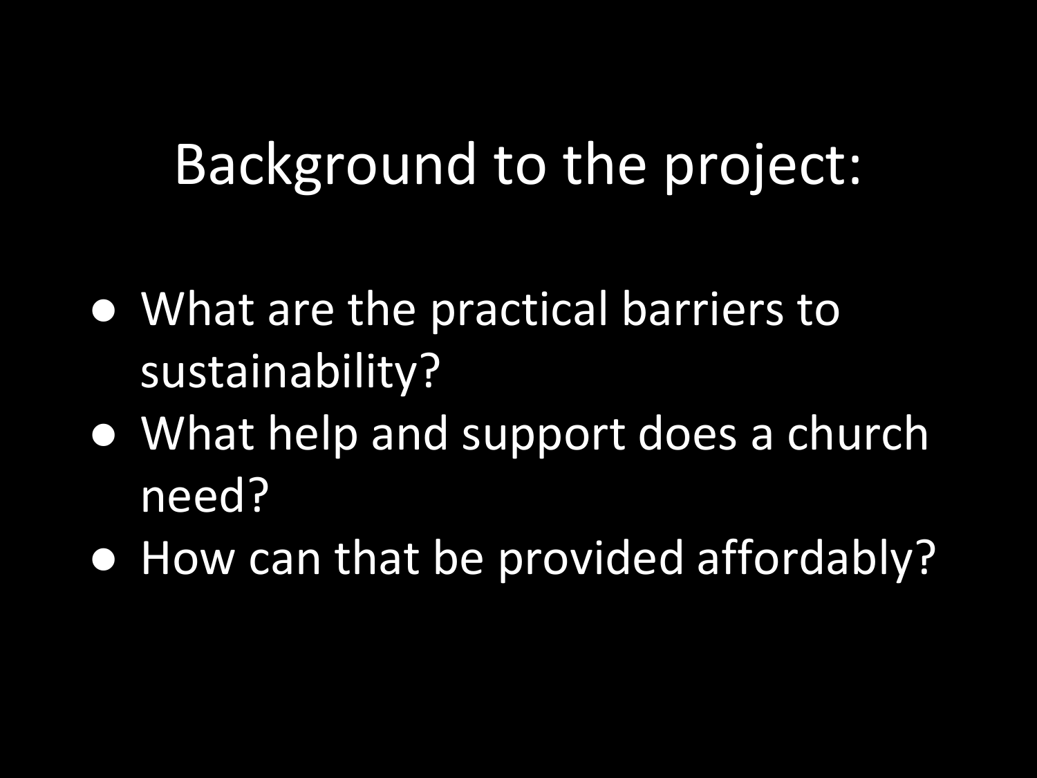# Background to the project:

- What are the practical barriers to sustainability?
- What help and support does a church need?
- How can that be provided affordably?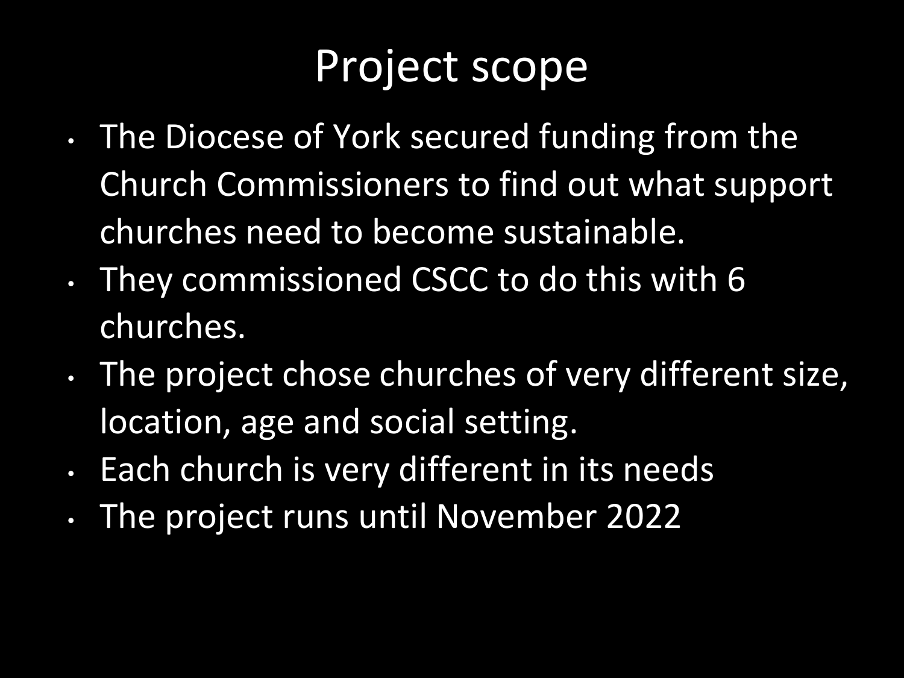# Project scope

- The Diocese of York secured funding from the Church Commissioners to find out what support churches need to become sustainable.
- They commissioned CSCC to do this with 6 churches.
- The project chose churches of very different size, location, age and social setting.
- Each church is very different in its needs
- The project runs until November 2022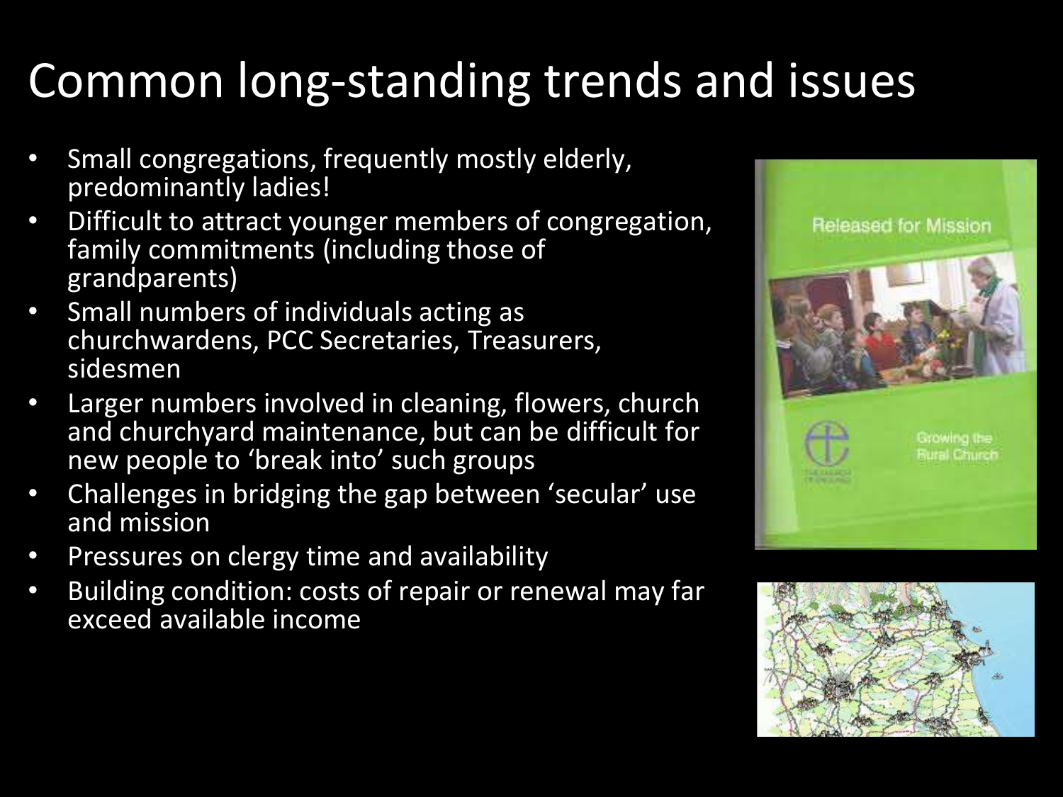# Common long-standing trends and issues

- Small congregations, frequently mostly elderly, predominantly ladies!
- Difficult to attract younger members of congregation, family commitments (including those of grandparents)
- Small numbers of individuals acting as churchwardens, PCC Secretaries, Treasurers, sidesmen
- Larger numbers involved in cleaning, flowers, church and churchyard maintenance, but can be difficult for new people to 'break into' such groups
- Challenges in bridging the gap between 'secular' use and mission
- Pressures on clergy time and availability
- Building condition: costs of repair or renewal may far exceed available income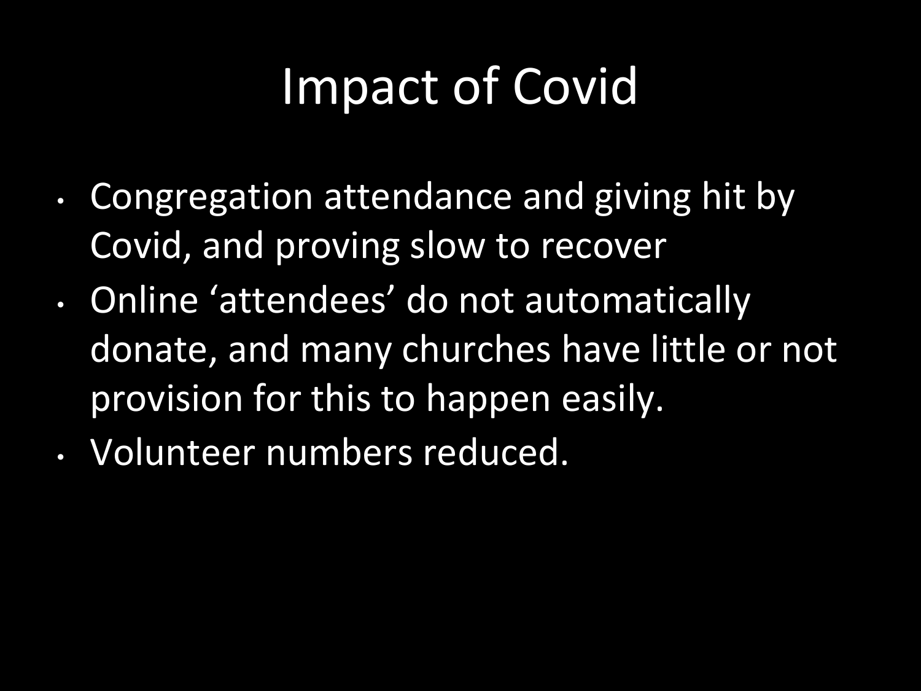# Impact of Covid

- Congregation attendance and giving hit by Covid, and proving slow to recover
- Online 'attendees' do not automatically donate, and many churches have little or not provision for this to happen easily.
- Volunteer numbers reduced.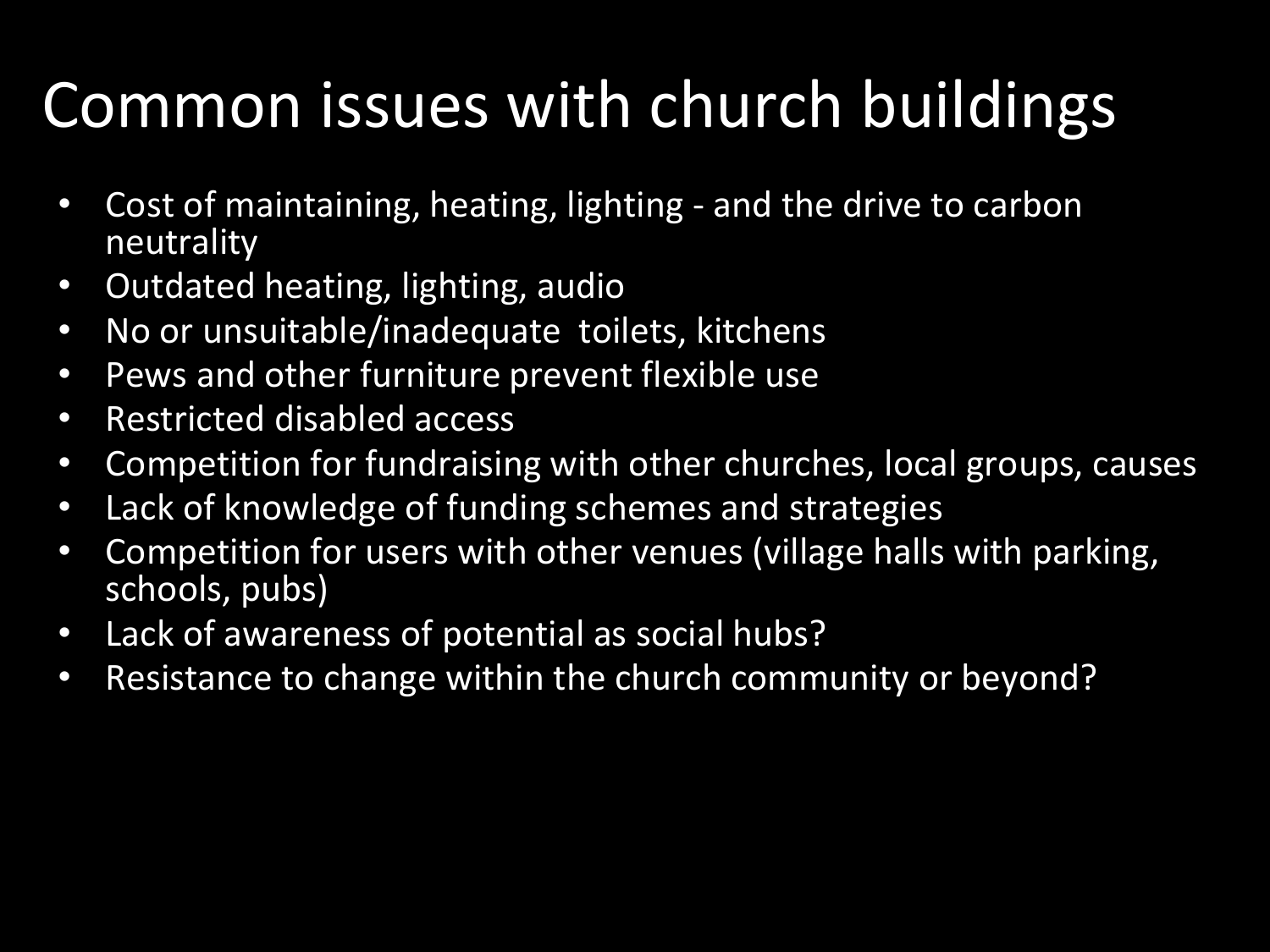# Common issues with church buildings

- Cost of maintaining, heating, lighting - and the drive to carbon neutrality
- Outdated heating, lighting, audio
- No or unsuitable/inadequate toilets, kitchens
- Pews and other furniture prevent flexible use
- Restricted disabled access
- Competition for fundraising with other churches, local groups, causes
- Lack of knowledge of funding schemes and strategies
- Competition for users with other venues (village halls with parking, schools, pubs)
- Lack of awareness of potential as social hubs?
- Resistance to change within the church community or beyond?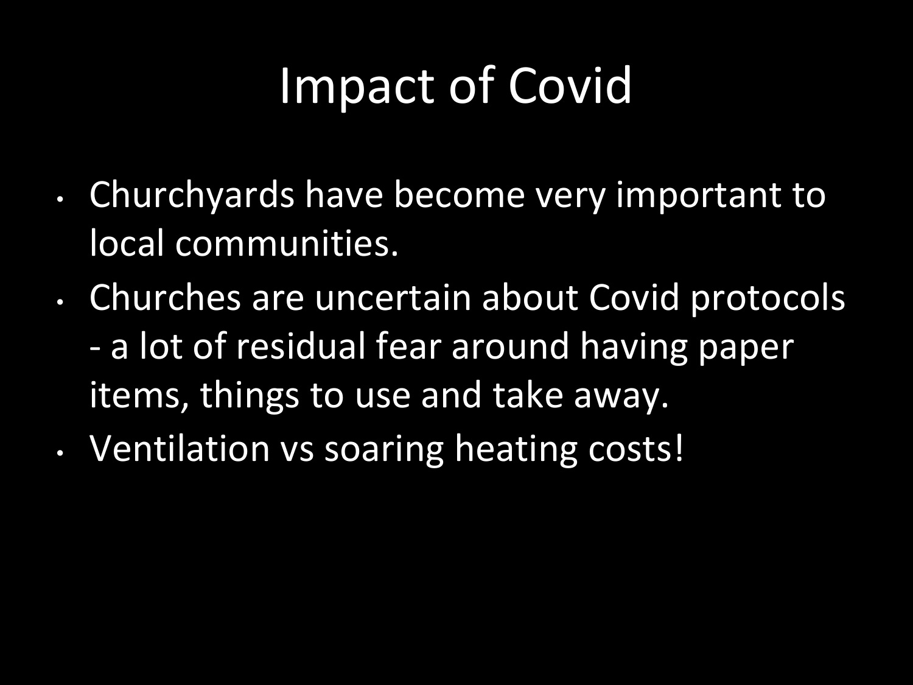# Impact of Covid

- Churchyards have become very important to local communities.
- Churches are uncertain about Covid protocols - a lot of residual fear around having paper items, things to use and take away.
- Ventilation vs soaring heating costs!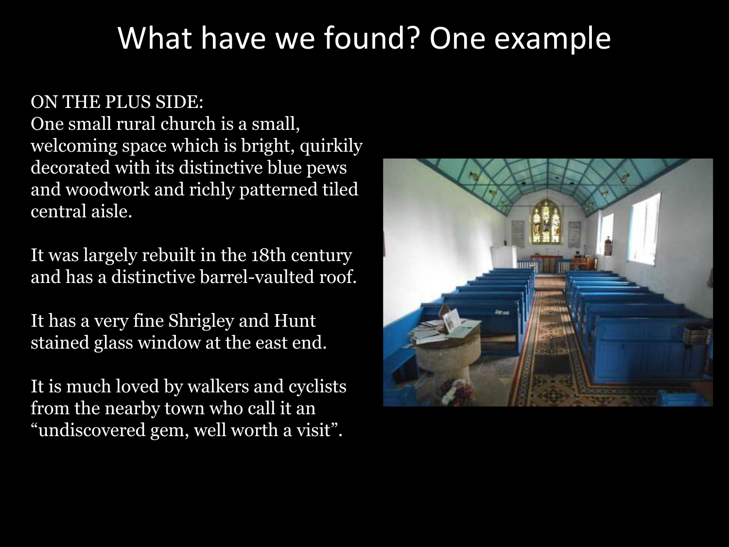# What have we found? One example

ON THE PLUS SIDE:
One small rural church is a small, welcoming space which is bright, quirkily decorated with its distinctive blue pews and woodwork and richly patterned tiled central aisle.

It was largely rebuilt in the 18th century and has a distinctive barrel-vaulted roof.

It has a very fine Shrigley and Hunt stained glass window at the east end.

It is much loved by walkers and cyclists from the nearby town who call it an "undiscovered gem, well worth a visit".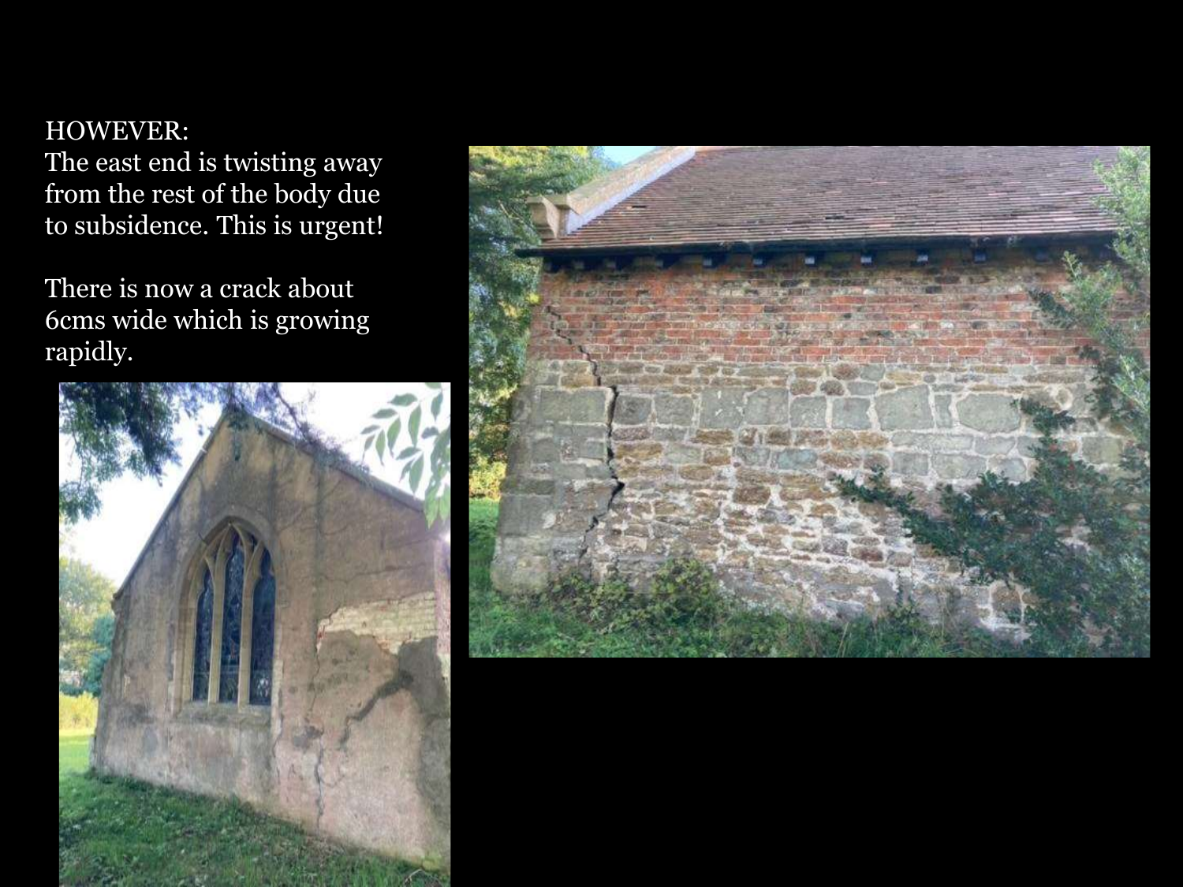HOWEVER:
The east end is twisting away from the rest of the body due to subsidence. This is urgent!

There is now a crack about 6cms wide which is growing rapidly.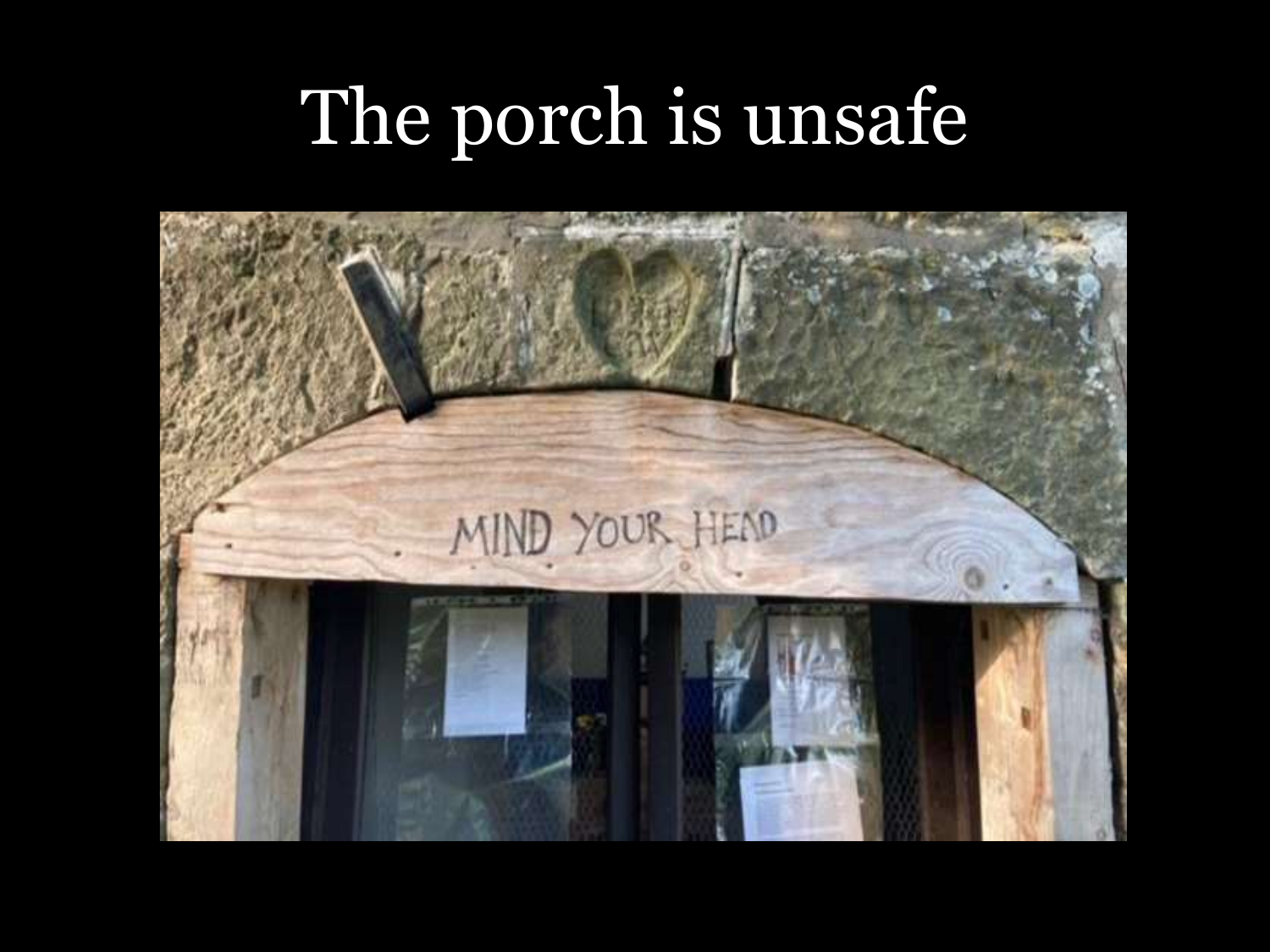# The porch is unsafe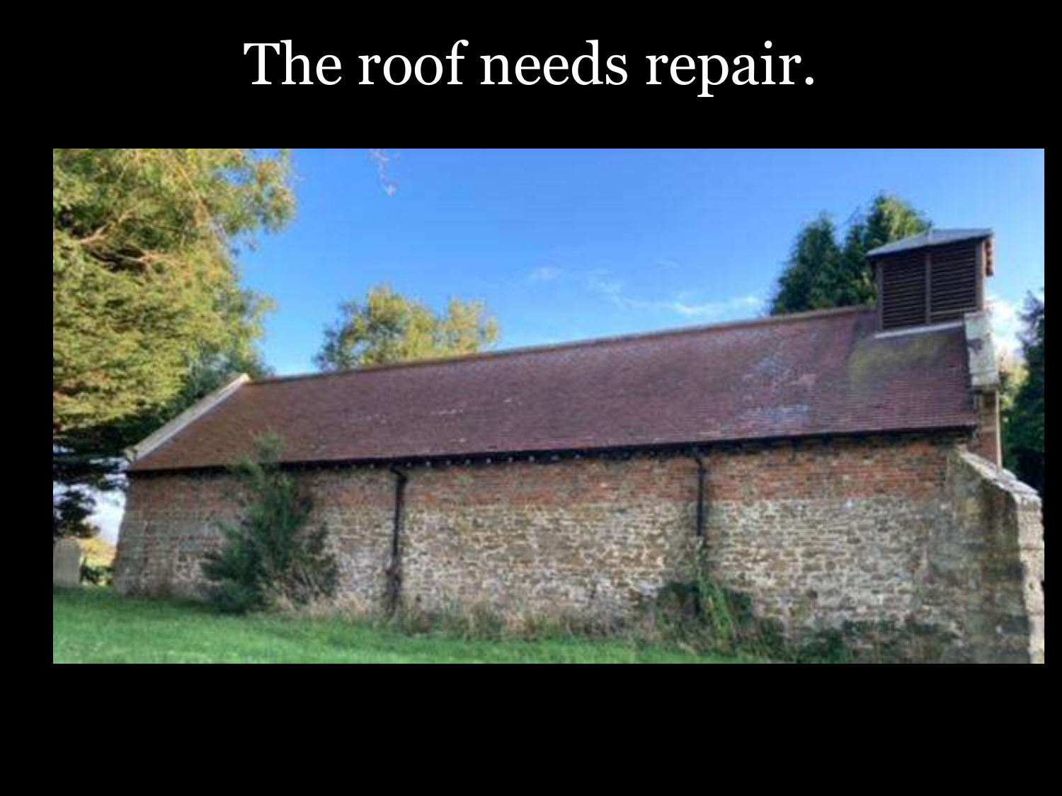# The roof needs repair.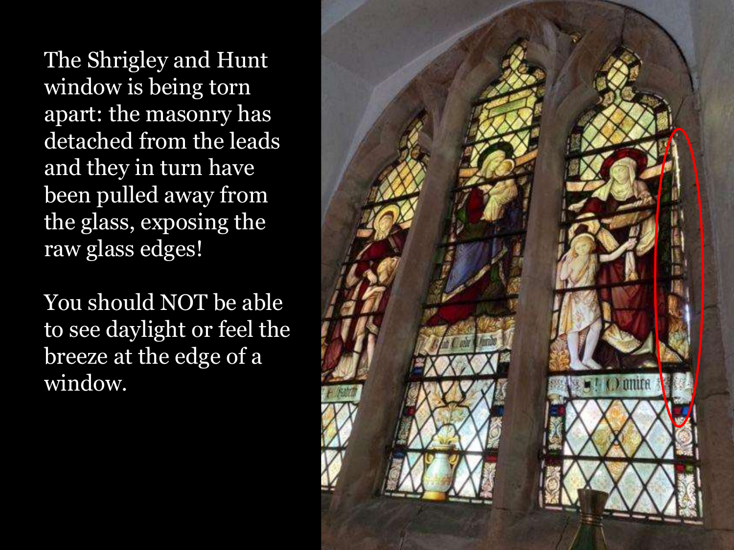The Shrigley and Hunt window is being torn apart: the masonry has detached from the leads and they in turn have been pulled away from the glass, exposing the raw glass edges!

You should NOT be able to see daylight or feel the breeze at the edge of a window.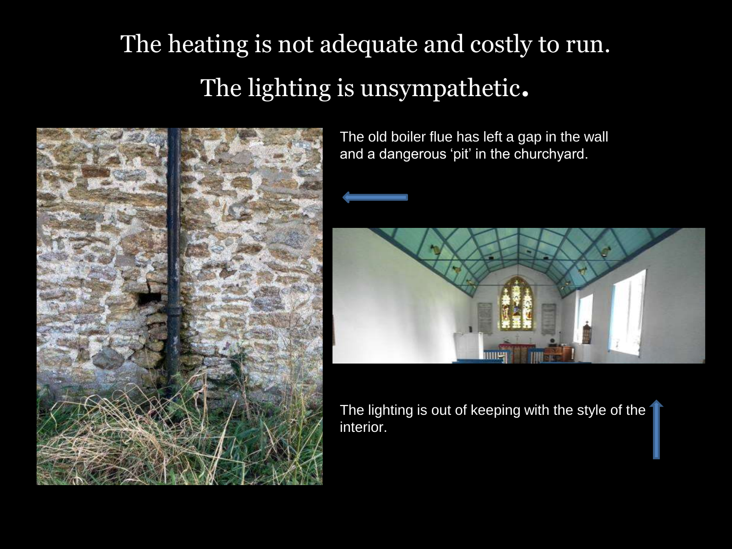# The heating is not adequate and costly to run.

# The lighting is unsympathetic.

The old boiler flue has left a gap in the wall and a dangerous 'pit' in the churchyard.

The lighting is out of keeping with the style of the interior.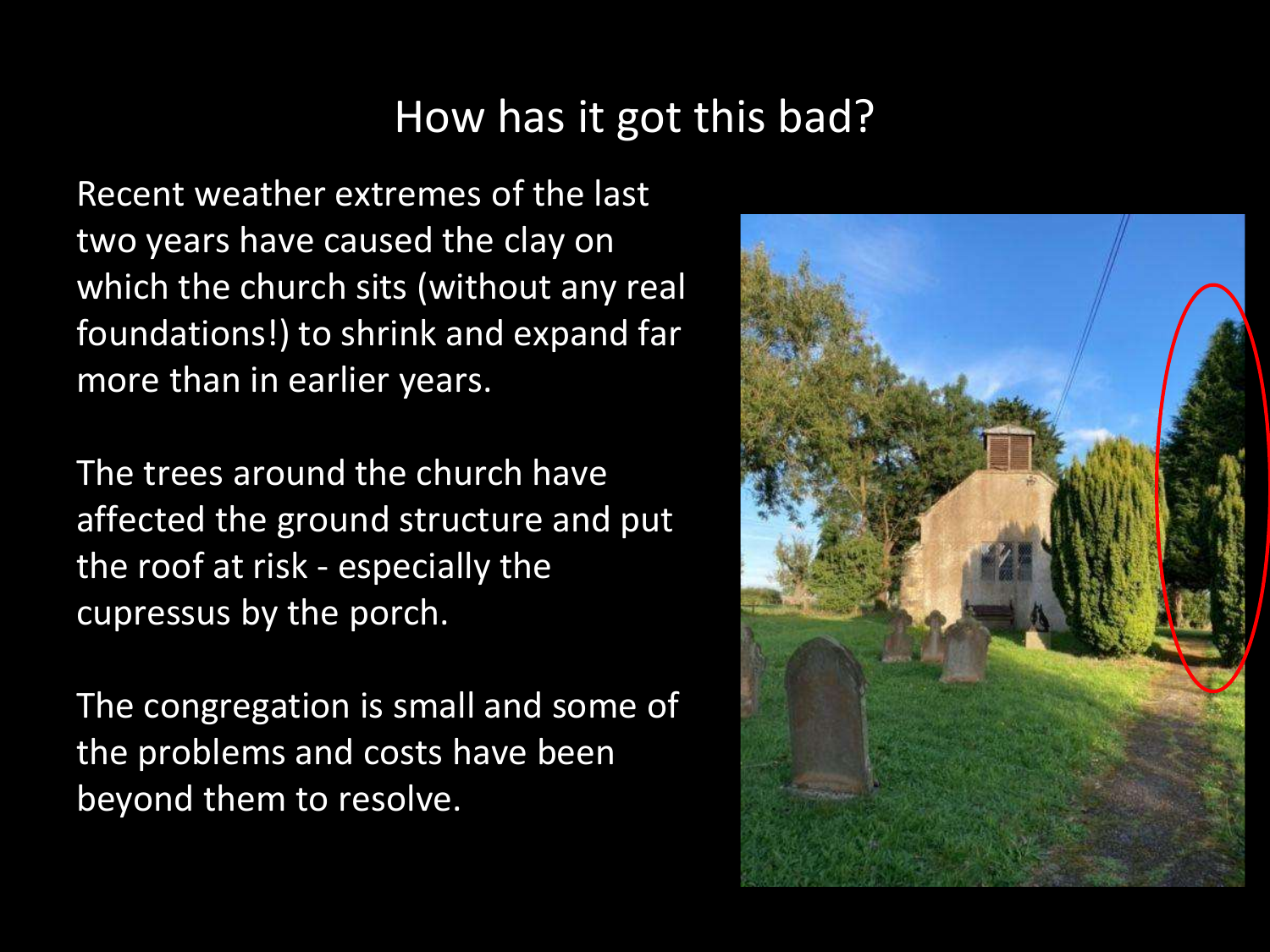# How has it got this bad?

Recent weather extremes of the last two years have caused the clay on which the church sits (without any real foundations!) to shrink and expand far more than in earlier years.

The trees around the church have affected the ground structure and put the roof at risk - especially the cupressus by the porch.

The congregation is small and some of the problems and costs have been beyond them to resolve.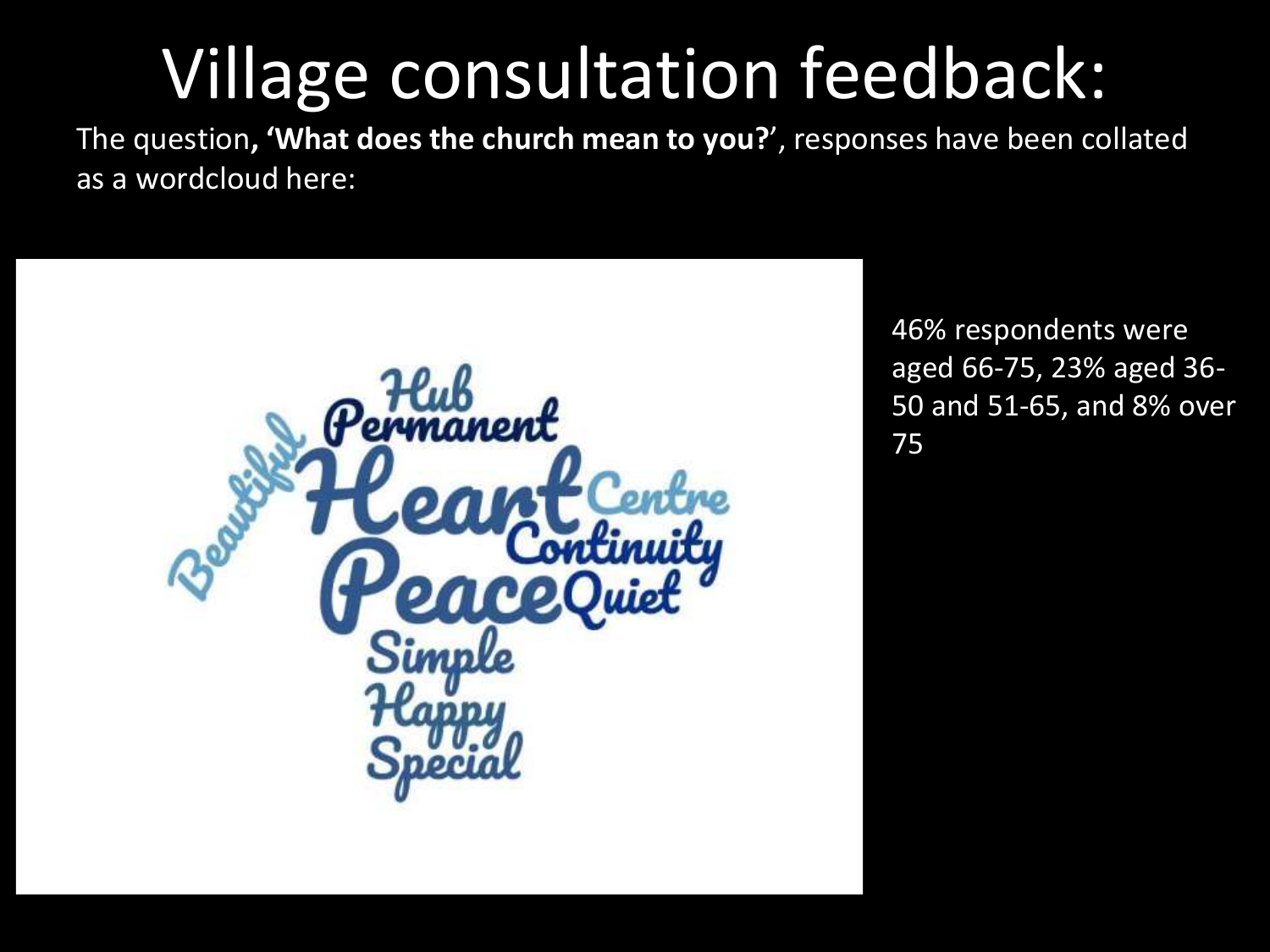# Village consultation feedback:

The question**, 'What does the church mean to you?**', responses have been collated as a wordcloud here:

Hub
Permanent
Beautiful
Heart
Centre
Continuity
Peace
Quiet
Simple
Happy
Special

46% respondents were aged 66-75, 23% aged 36-50 and 51-65, and 8% over 75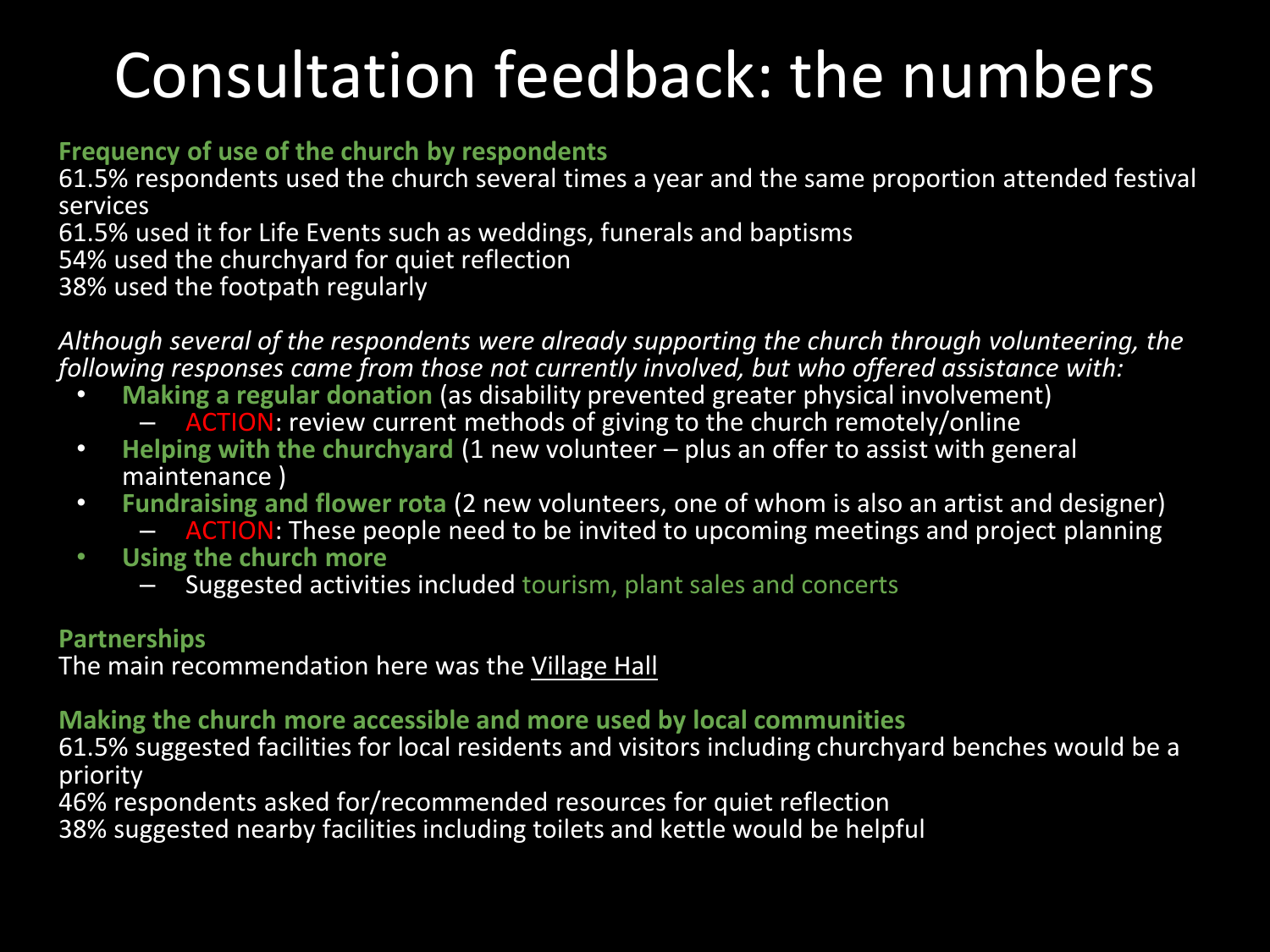# Consultation feedback: the numbers

**Frequency of use of the church by respondents**

61.5% respondents used the church several times a year and the same proportion attended festival services

61.5% used it for Life Events such as weddings, funerals and baptisms

54% used the churchyard for quiet reflection

38% used the footpath regularly

*Although several of the respondents were already supporting the church through volunteering, the following responses came from those not currently involved, but who offered assistance with:*

- **Making a regular donation** (as disability prevented greater physical involvement)
  - ACTION: review current methods of giving to the church remotely/online
- **Helping with the churchyard** (1 new volunteer – plus an offer to assist with general maintenance )
- **Fundraising and flower rota** (2 new volunteers, one of whom is also an artist and designer)
  - ACTION: These people need to be invited to upcoming meetings and project planning
- **Using the church more**
  - Suggested activities included tourism, plant sales and concerts

**Partnerships**

The main recommendation here was the Village Hall

**Making the church more accessible and more used by local communities**

61.5% suggested facilities for local residents and visitors including churchyard benches would be a priority

46% respondents asked for/recommended resources for quiet reflection

38% suggested nearby facilities including toilets and kettle would be helpful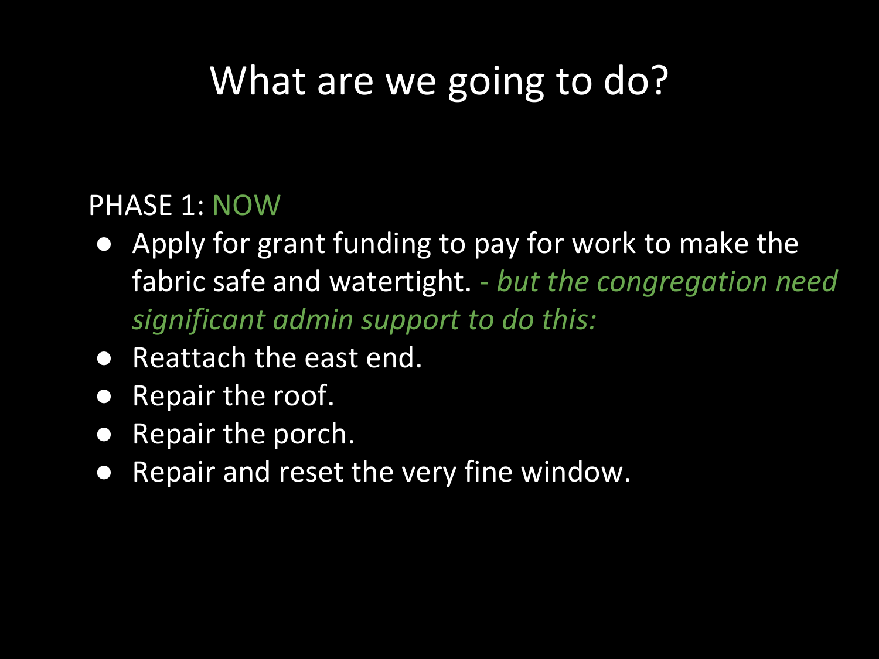# What are we going to do?

PHASE 1: NOW

- Apply for grant funding to pay for work to make the fabric safe and watertight. *- but the congregation need significant admin support to do this:*
- Reattach the east end.
- Repair the roof.
- Repair the porch.
- Repair and reset the very fine window.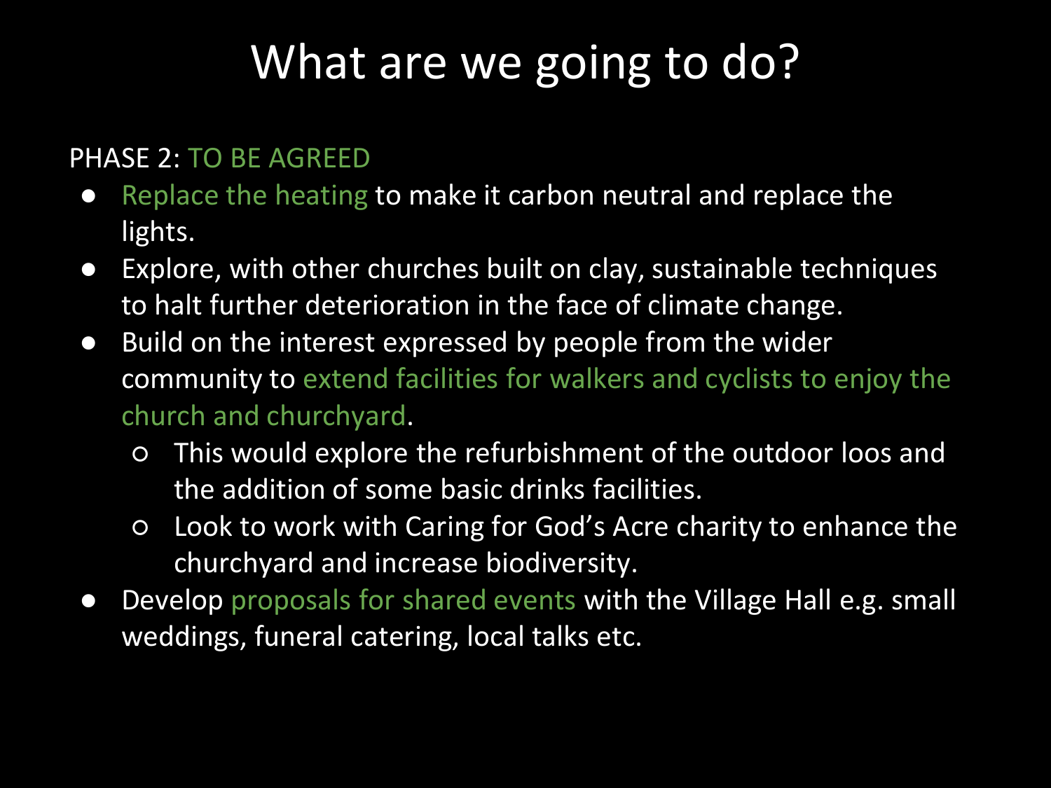# What are we going to do?

PHASE 2: TO BE AGREED

- Replace the heating to make it carbon neutral and replace the lights.
- Explore, with other churches built on clay, sustainable techniques to halt further deterioration in the face of climate change.
- Build on the interest expressed by people from the wider community to extend facilities for walkers and cyclists to enjoy the church and churchyard.
  - This would explore the refurbishment of the outdoor loos and the addition of some basic drinks facilities.
  - Look to work with Caring for God's Acre charity to enhance the churchyard and increase biodiversity.
- Develop proposals for shared events with the Village Hall e.g. small weddings, funeral catering, local talks etc.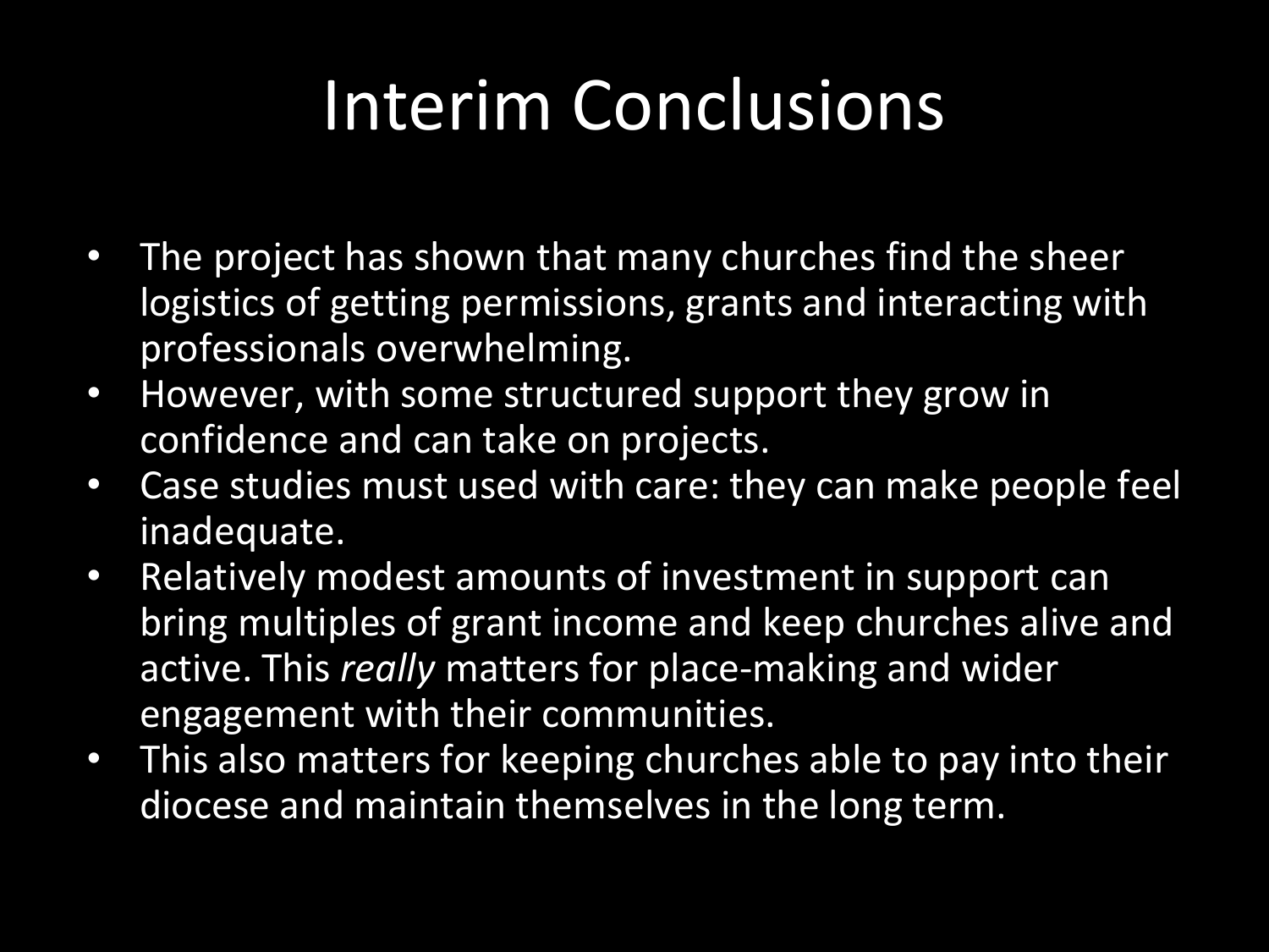# Interim Conclusions

- The project has shown that many churches find the sheer logistics of getting permissions, grants and interacting with professionals overwhelming.
- However, with some structured support they grow in confidence and can take on projects.
- Case studies must used with care: they can make people feel inadequate.
- Relatively modest amounts of investment in support can bring multiples of grant income and keep churches alive and active. This *really* matters for place-making and wider engagement with their communities.
- This also matters for keeping churches able to pay into their diocese and maintain themselves in the long term.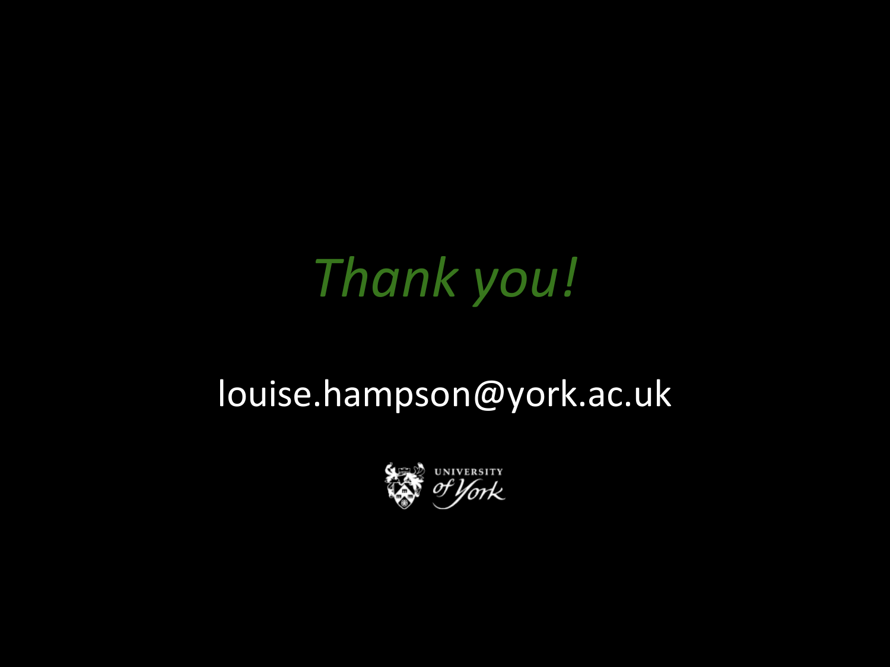*Thank you!*

louise.hampson@york.ac.uk

UNIVERSITY of York